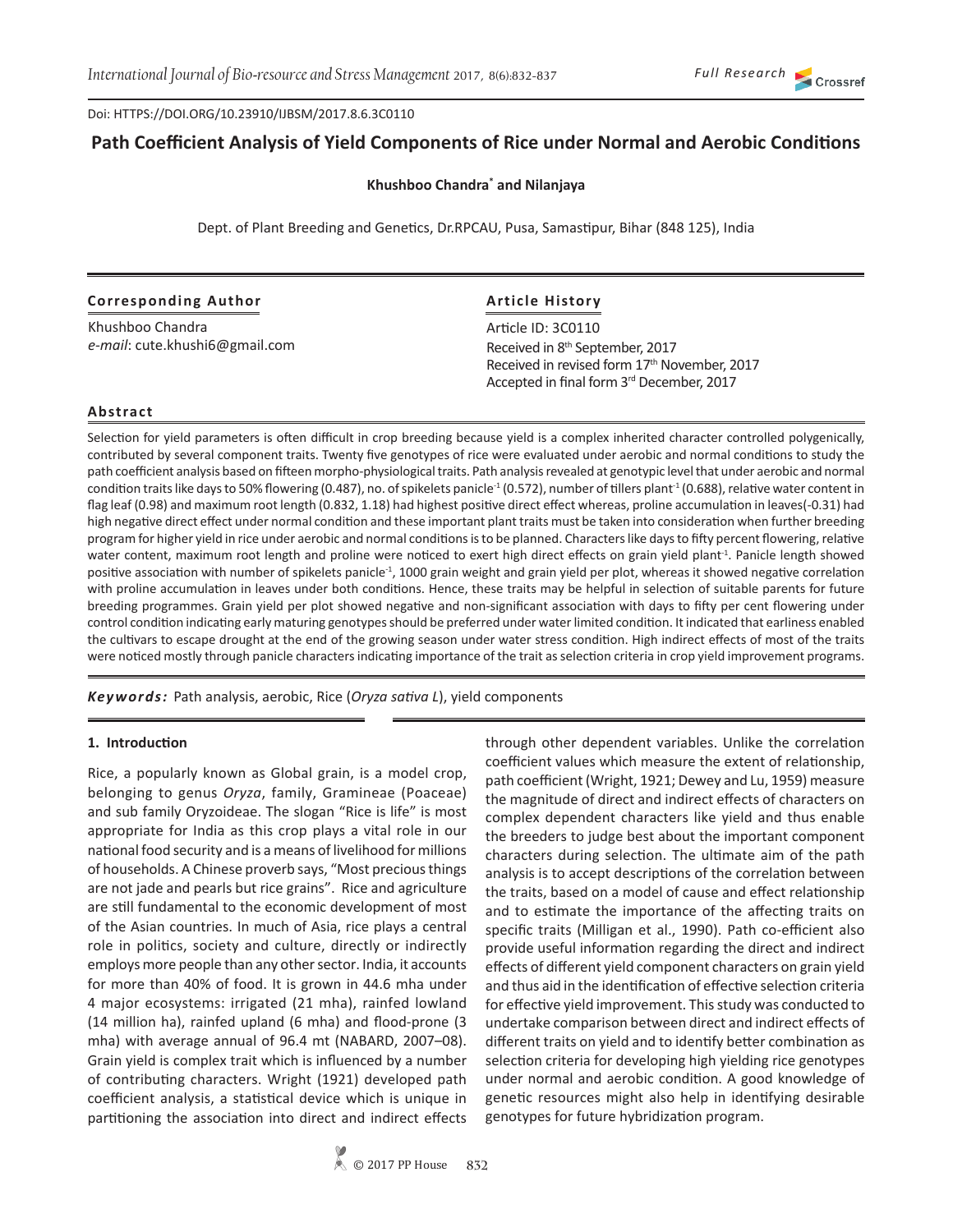Doi: HTTPS://DOI.ORG/10.23910/IJBSM/2017.8.6.3C0110

# Path Coefficient Analysis of Yield Components of Rice under Normal and Aerobic Conditions

**Khushboo Chandra*  and Nilanjaya**

Dept. of Plant Breeding and Genetics, Dr.RPCAU, Pusa, Samastipur, Bihar (848 125), India

**Corresponding Author**

Khushboo Chandra
*e-mail*: cute.khushi6@gmail.com

**Article History**

Article ID: 3C0110
Received in 8th September, 2017
Received in revised form 17th November, 2017
Accepted in final form 3rd December, 2017

## Abstract

Selection for yield parameters is often difficult in crop breeding because yield is a complex inherited character controlled polygenically, contributed by several component traits. Twenty five genotypes of rice were evaluated under aerobic and normal conditions to study the path coefficient analysis based on fifteen morpho-physiological traits. Path analysis revealed at genotypic level that under aerobic and normal condition traits like days to 50% flowering (0.487), no. of spikelets panicle$^{-1}$ (0.572), number of tillers plant$^{-1}$ (0.688), relative water content in flag leaf (0.98) and maximum root length (0.832, 1.18) had highest positive direct effect whereas, proline accumulation in leaves(-0.31) had high negative direct effect under normal condition and these important plant traits must be taken into consideration when further breeding program for higher yield in rice under aerobic and normal conditions is to be planned. Characters like days to fifty percent flowering, relative water content, maximum root length and proline were noticed to exert high direct effects on grain yield plant$^{-1}$. Panicle length showed positive association with number of spikelets panicle$^{-1}$, 1000 grain weight and grain yield per plot, whereas it showed negative correlation with proline accumulation in leaves under both conditions. Hence, these traits may be helpful in selection of suitable parents for future breeding programmes. Grain yield per plot showed negative and non-significant association with days to fifty per cent flowering under control condition indicating early maturing genotypes should be preferred under water limited condition. It indicated that earliness enabled the cultivars to escape drought at the end of the growing season under water stress condition. High indirect effects of most of the traits were noticed mostly through panicle characters indicating importance of the trait as selection criteria in crop yield improvement programs.

***Keywords:*** Path analysis, aerobic, Rice (*Oryza sativa L*), yield components

## 1. Introduction

Rice, a popularly known as Global grain, is a model crop, belonging to genus *Oryza*, family, Gramineae (Poaceae) and sub family Oryzoideae. The slogan "Rice is life" is most appropriate for India as this crop plays a vital role in our national food security and is a means of livelihood for millions of households. A Chinese proverb says, "Most precious things are not jade and pearls but rice grains". Rice and agriculture are still fundamental to the economic development of most of the Asian countries. In much of Asia, rice plays a central role in politics, society and culture, directly or indirectly employs more people than any other sector. India, it accounts for more than 40% of food. It is grown in 44.6 mha under 4 major ecosystems: irrigated (21 mha), rainfed lowland (14 million ha), rainfed upland (6 mha) and flood-prone (3 mha) with average annual of 96.4 mt (NABARD, 2007–08). Grain yield is complex trait which is influenced by a number of contributing characters. Wright (1921) developed path coefficient analysis, a statistical device which is unique in partitioning the association into direct and indirect effects through other dependent variables. Unlike the correlation coefficient values which measure the extent of relationship, path coefficient (Wright, 1921; Dewey and Lu, 1959) measure the magnitude of direct and indirect effects of characters on complex dependent characters like yield and thus enable the breeders to judge best about the important component characters during selection. The ultimate aim of the path analysis is to accept descriptions of the correlation between the traits, based on a model of cause and effect relationship and to estimate the importance of the affecting traits on specific traits (Milligan et al., 1990). Path co-efficient also provide useful information regarding the direct and indirect effects of different yield component characters on grain yield and thus aid in the identification of effective selection criteria for effective yield improvement. This study was conducted to undertake comparison between direct and indirect effects of different traits on yield and to identify better combination as selection criteria for developing high yielding rice genotypes under normal and aerobic condition. A good knowledge of genetic resources might also help in identifying desirable genotypes for future hybridization program.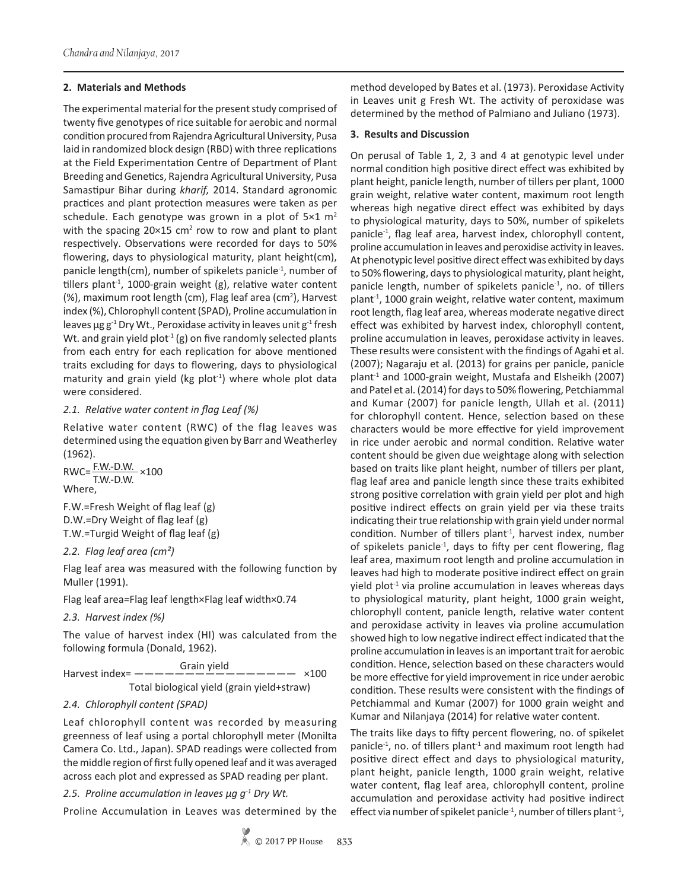## 2. Materials and Methods

The experimental material for the present study comprised of twenty five genotypes of rice suitable for aerobic and normal condition procured from Rajendra Agricultural University, Pusa laid in randomized block design (RBD) with three replications at the Field Experimentation Centre of Department of Plant Breeding and Genetics, Rajendra Agricultural University, Pusa Samastipur Bihar during *kharif,* 2014. Standard agronomic practices and plant protection measures were taken as per schedule. Each genotype was grown in a plot of 5×1 $m^2$ with the spacing 20×15 $cm^2$ row to row and plant to plant respectively. Observations were recorded for days to 50% flowering, days to physiological maturity, plant height(cm), panicle length(cm), number of spikelets panicle$^{-1}$, number of tillers plant$^{-1}$, 1000-grain weight (g), relative water content (%), maximum root length (cm), Flag leaf area ($cm^2$), Harvest index (%), Chlorophyll content (SPAD), Proline accumulation in leaves µg $g^{-1}$ Dry Wt., Peroxidase activity in leaves unit $g^{-1}$ fresh Wt. and grain yield plot$^{-1}$ (g) on five randomly selected plants from each entry for each replication for above mentioned traits excluding for days to flowering, days to physiological maturity and grain yield (kg plot$^{-1}$) where whole plot data were considered.

### 2.1. Relative water content in flag Leaf (%)

Relative water content (RWC) of the flag leaves was determined using the equation given by Barr and Weatherley (1962).

$$RWC=\frac{F.W.-D.W.}{T.W.-D.W.}\times 100$$

Where,

F.W.=Fresh Weight of flag leaf (g)
D.W.=Dry Weight of flag leaf (g)
T.W.=Turgid Weight of flag leaf (g)

### 2.2. Flag leaf area (cm²)

Flag leaf area was measured with the following function by Muller (1991).

Flag leaf area=Flag leaf length×Flag leaf width×0.74

### 2.3. Harvest index (%)

The value of harvest index (HI) was calculated from the following formula (Donald, 1962).

$$\text{Harvest index}=\frac{\text{Grain yield}}{\text{Total biological yield (grain yield+straw)}}\times 100$$

### 2.4. Chlorophyll content (SPAD)

Leaf chlorophyll content was recorded by measuring greenness of leaf using a portal chlorophyll meter (Monilta Camera Co. Ltd., Japan). SPAD readings were collected from the middle region of first fully opened leaf and it was averaged across each plot and expressed as SPAD reading per plant.

### 2.5. Proline accumulation in leaves µg $g^{-1}$ Dry Wt.

Proline Accumulation in Leaves was determined by the method developed by Bates et al. (1973). Peroxidase Activity in Leaves unit g Fresh Wt. The activity of peroxidase was determined by the method of Palmiano and Juliano (1973).

## 3. Results and Discussion

On perusal of Table 1, 2, 3 and 4 at genotypic level under normal condition high positive direct effect was exhibited by plant height, panicle length, number of tillers per plant, 1000 grain weight, relative water content, maximum root length whereas high negative direct effect was exhibited by days to physiological maturity, days to 50%, number of spikelets panicle$^{-1}$, flag leaf area, harvest index, chlorophyll content, proline accumulation in leaves and peroxidise activity in leaves. At phenotypic level positive direct effect was exhibited by days to 50% flowering, days to physiological maturity, plant height, panicle length, number of spikelets panicle$^{-1}$, no. of tillers plant$^{-1}$, 1000 grain weight, relative water content, maximum root length, flag leaf area, whereas moderate negative direct effect was exhibited by harvest index, chlorophyll content, proline accumulation in leaves, peroxidase activity in leaves. These results were consistent with the findings of Agahi et al. (2007); Nagaraju et al. (2013) for grains per panicle, panicle plant$^{-1}$ and 1000-grain weight, Mustafa and Elsheikh (2007) and Patel et al. (2014) for days to 50% flowering, Petchiammal and Kumar (2007) for panicle length, Ullah et al. (2011) for chlorophyll content. Hence, selection based on these characters would be more effective for yield improvement in rice under aerobic and normal condition. Relative water content should be given due weightage along with selection based on traits like plant height, number of tillers per plant, flag leaf area and panicle length since these traits exhibited strong positive correlation with grain yield per plot and high positive indirect effects on grain yield per via these traits indicating their true relationship with grain yield under normal condition. Number of tillers plant$^{-1}$, harvest index, number of spikelets panicle$^{-1}$, days to fifty per cent flowering, flag leaf area, maximum root length and proline accumulation in leaves had high to moderate positive indirect effect on grain yield plot$^{-1}$ via proline accumulation in leaves whereas days to physiological maturity, plant height, 1000 grain weight, chlorophyll content, panicle length, relative water content and peroxidase activity in leaves via proline accumulation showed high to low negative indirect effect indicated that the proline accumulation in leaves is an important trait for aerobic condition. Hence, selection based on these characters would be more effective for yield improvement in rice under aerobic condition. These results were consistent with the findings of Petchiammal and Kumar (2007) for 1000 grain weight and Kumar and Nilanjaya (2014) for relative water content.

The traits like days to fifty percent flowering, no. of spikelet panicle$^{-1}$, no. of tillers plant$^{-1}$ and maximum root length had positive direct effect and days to physiological maturity, plant height, panicle length, 1000 grain weight, relative water content, flag leaf area, chlorophyll content, proline accumulation and peroxidase activity had positive indirect effect via number of spikelet panicle$^{-1}$, number of tillers plant$^{-1}$,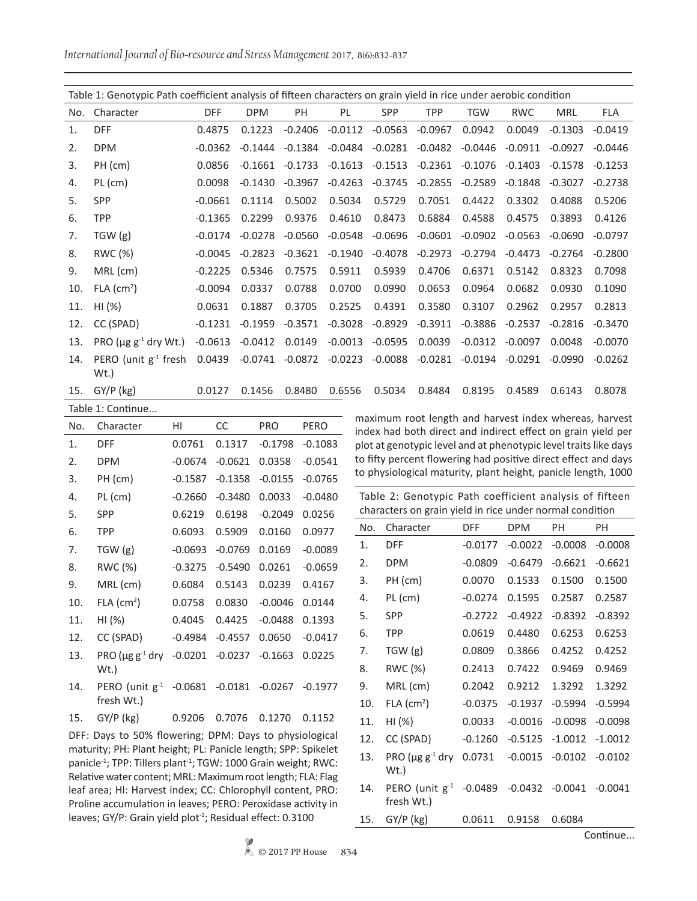Table 1: Genotypic Path coefficient analysis of fifteen characters on grain yield in rice under aerobic condition

| No. | Character | DFF | DPM | PH | PL | SPP | TPP | TGW | RWC | MRL | FLA | HI | CC | PRO | PERO |
|---|---|---|---|---|---|---|---|---|---|---|---|---|---|---|---|
| 1. | DFF | 0.4875 | 0.1223 | -0.2406 | -0.0112 | -0.0563 | -0.0967 | 0.0942 | 0.0049 | -0.1303 | -0.0419 | 0.0761 | 0.1317 | -0.1798 | -0.1083 |
| 2. | DPM | -0.0362 | -0.1444 | -0.1384 | -0.0484 | -0.0281 | -0.0482 | -0.0446 | -0.0911 | -0.0927 | -0.0446 | -0.0674 | -0.0621 | 0.0358 | -0.0541 |
| 3. | PH (cm) | 0.0856 | -0.1661 | -0.1733 | -0.1613 | -0.1513 | -0.2361 | -0.1076 | -0.1403 | -0.1578 | -0.1253 | -0.1587 | -0.1358 | -0.0155 | -0.0765 |
| 4. | PL (cm) | 0.0098 | -0.1430 | -0.3967 | -0.4263 | -0.3745 | -0.2855 | -0.2589 | -0.1848 | -0.3027 | -0.2738 | -0.2660 | -0.3480 | 0.0033 | -0.0480 |
| 5. | SPP | -0.0661 | 0.1114 | 0.5002 | 0.5034 | 0.5729 | 0.7051 | 0.4422 | 0.3302 | 0.4088 | 0.5206 | 0.6219 | 0.6198 | -0.2049 | 0.0256 |
| 6. | TPP | -0.1365 | 0.2299 | 0.9376 | 0.4610 | 0.8473 | 0.6884 | 0.4588 | 0.4575 | 0.3893 | 0.4126 | 0.6093 | 0.5909 | 0.0160 | 0.0977 |
| 7. | TGW (g) | -0.0174 | -0.0278 | -0.0560 | -0.0548 | -0.0696 | -0.0601 | -0.0902 | -0.0563 | -0.0690 | -0.0797 | -0.0693 | -0.0769 | 0.0169 | -0.0089 |
| 8. | RWC (%) | -0.0045 | -0.2823 | -0.3621 | -0.1940 | -0.4078 | -0.2973 | -0.2794 | -0.4473 | -0.2764 | -0.2800 | -0.3275 | -0.5490 | 0.0261 | -0.0659 |
| 9. | MRL (cm) | -0.2225 | 0.5346 | 0.7575 | 0.5911 | 0.5939 | 0.4706 | 0.6371 | 0.5142 | 0.8323 | 0.7098 | 0.6084 | 0.5143 | 0.0239 | 0.4167 |
| 10. | FLA ($cm^2$) | -0.0094 | 0.0337 | 0.0788 | 0.0700 | 0.0990 | 0.0653 | 0.0964 | 0.0682 | 0.0930 | 0.1090 | 0.0758 | 0.0830 | -0.0046 | 0.0144 |
| 11. | HI (%) | 0.0631 | 0.1887 | 0.3705 | 0.2525 | 0.4391 | 0.3580 | 0.3107 | 0.2962 | 0.2957 | 0.2813 | 0.4045 | 0.4425 | -0.0488 | 0.1393 |
| 12. | CC (SPAD) | -0.1231 | -0.1959 | -0.3571 | -0.3028 | -0.8929 | -0.3911 | -0.3886 | -0.2537 | -0.2816 | -0.3470 | -0.4984 | -0.4557 | 0.0650 | -0.0417 |
| 13. | PRO (μg $g^{-1}$ dry Wt.) | -0.0613 | -0.0412 | 0.0149 | -0.0013 | -0.0595 | 0.0039 | -0.0312 | -0.0097 | 0.0048 | -0.0070 | -0.0201 | -0.0237 | -0.1663 | 0.0225 |
| 14. | PERO (unit $g^{-1}$ fresh Wt.) | 0.0439 | -0.0741 | -0.0872 | -0.0223 | -0.0088 | -0.0281 | -0.0194 | -0.0291 | -0.0990 | -0.0262 | -0.0681 | -0.0181 | -0.0267 | -0.1977 |
| 15. | GY/P (kg) | 0.0127 | 0.1456 | 0.8480 | 0.6556 | 0.5034 | 0.8484 | 0.8195 | 0.4589 | 0.6143 | 0.8078 | 0.9206 | 0.7076 | 0.1270 | 0.1152 |

DFF: Days to 50% flowering; DPM: Days to physiological maturity; PH: Plant height; PL: Panicle length; SPP: Spikelet panicle$^{-1}$; TPP: Tillers plant$^{-1}$; TGW: 1000 Grain weight; RWC: Relative water content; MRL: Maximum root length; FLA: Flag leaf area; HI: Harvest index; CC: Chlorophyll content, PRO: Proline accumulation in leaves; PERO: Peroxidase activity in leaves; GY/P: Grain yield plot$^{-1}$; Residual effect: 0.3100

maximum root length and harvest index whereas, harvest index had both direct and indirect effect on grain yield per plot at genotypic level and at phenotypic level traits like days to fifty percent flowering had positive direct effect and days to physiological maturity, plant height, panicle length, 1000

Table 2: Genotypic Path coefficient analysis of fifteen characters on grain yield in rice under normal condition

| No. | Character | DFF | DPM | PH | PH |
|---|---|---|---|---|---|
| 1. | DFF | -0.0177 | -0.0022 | -0.0008 | -0.0008 |
| 2. | DPM | -0.0809 | -0.6479 | -0.6621 | -0.6621 |
| 3. | PH (cm) | 0.0070 | 0.1533 | 0.1500 | 0.1500 |
| 4. | PL (cm) | -0.0274 | 0.1595 | 0.2587 | 0.2587 |
| 5. | SPP | -0.2722 | -0.4922 | -0.8392 | -0.8392 |
| 6. | TPP | 0.0619 | 0.4480 | 0.6253 | 0.6253 |
| 7. | TGW (g) | 0.0809 | 0.3866 | 0.4252 | 0.4252 |
| 8. | RWC (%) | 0.2413 | 0.7422 | 0.9469 | 0.9469 |
| 9. | MRL (cm) | 0.2042 | 0.9212 | 1.3292 | 1.3292 |
| 10. | FLA ($cm^2$) | -0.0375 | -0.1937 | -0.5994 | -0.5994 |
| 11. | HI (%) | 0.0033 | -0.0016 | -0.0098 | -0.0098 |
| 12. | CC (SPAD) | -0.1260 | -0.5125 | -1.0012 | -1.0012 |
| 13. | PRO (μg $g^{-1}$ dry Wt.) | 0.0731 | -0.0015 | -0.0102 | -0.0102 |
| 14. | PERO (unit $g^{-1}$ fresh Wt.) | -0.0489 | -0.0432 | -0.0041 | -0.0041 |
| 15. | GY/P (kg) | 0.0611 | 0.9158 | 0.6084 | |

Continue...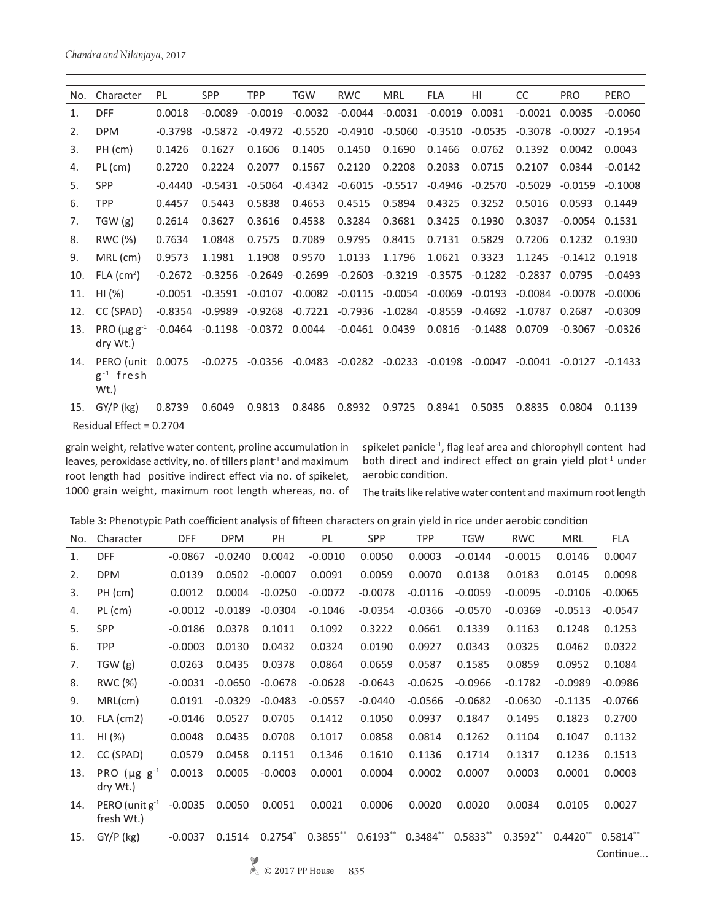| No. | Character | PL | SPP | TPP | TGW | RWC | MRL | FLA | HI | CC | PRO | PERO |
|---|---|---|---|---|---|---|---|---|---|---|---|---|
| 1. | DFF | 0.0018 | -0.0089 | -0.0019 | -0.0032 | -0.0044 | -0.0031 | -0.0019 | 0.0031 | -0.0021 | 0.0035 | -0.0060 |
| 2. | DPM | -0.3798 | -0.5872 | -0.4972 | -0.5520 | -0.4910 | -0.5060 | -0.3510 | -0.0535 | -0.3078 | -0.0027 | -0.1954 |
| 3. | PH (cm) | 0.1426 | 0.1627 | 0.1606 | 0.1405 | 0.1450 | 0.1690 | 0.1466 | 0.0762 | 0.1392 | 0.0042 | 0.0043 |
| 4. | PL (cm) | 0.2720 | 0.2224 | 0.2077 | 0.1567 | 0.2120 | 0.2208 | 0.2033 | 0.0715 | 0.2107 | 0.0344 | -0.0142 |
| 5. | SPP | -0.4440 | -0.5431 | -0.5064 | -0.4342 | -0.6015 | -0.5517 | -0.4946 | -0.2570 | -0.5029 | -0.0159 | -0.1008 |
| 6. | TPP | 0.4457 | 0.5443 | 0.5838 | 0.4653 | 0.4515 | 0.5894 | 0.4325 | 0.3252 | 0.5016 | 0.0593 | 0.1449 |
| 7. | TGW (g) | 0.2614 | 0.3627 | 0.3616 | 0.4538 | 0.3284 | 0.3681 | 0.3425 | 0.1930 | 0.3037 | -0.0054 | 0.1531 |
| 8. | RWC (%) | 0.7634 | 1.0848 | 0.7575 | 0.7089 | 0.9795 | 0.8415 | 0.7131 | 0.5829 | 0.7206 | 0.1232 | 0.1930 |
| 9. | MRL (cm) | 0.9573 | 1.1981 | 1.1908 | 0.9570 | 1.0133 | 1.1796 | 1.0621 | 0.3323 | 1.1245 | -0.1412 | 0.1918 |
| 10. | FLA ($cm^2$) | -0.2672 | -0.3256 | -0.2649 | -0.2699 | -0.2603 | -0.3219 | -0.3575 | -0.1282 | -0.2837 | 0.0795 | -0.0493 |
| 11. | HI (%) | -0.0051 | -0.3591 | -0.0107 | -0.0082 | -0.0115 | -0.0054 | -0.0069 | -0.0193 | -0.0084 | -0.0078 | -0.0006 |
| 12. | CC (SPAD) | -0.8354 | -0.9989 | -0.9268 | -0.7221 | -0.7936 | -1.0284 | -0.8559 | -0.4692 | -1.0787 | 0.2687 | -0.0309 |
| 13. | PRO (µg $g^{-1}$ dry Wt.) | -0.0464 | -0.1198 | -0.0372 | 0.0044 | -0.0461 | 0.0439 | 0.0816 | -0.1488 | 0.0709 | -0.3067 | -0.0326 |
| 14. | PERO (unit $g^{-1}$ fresh Wt.) | 0.0075 | -0.0275 | -0.0356 | -0.0483 | -0.0282 | -0.0233 | -0.0198 | -0.0047 | -0.0041 | -0.0127 | -0.1433 |
| 15. | GY/P (kg) | 0.8739 | 0.6049 | 0.9813 | 0.8486 | 0.8932 | 0.9725 | 0.8941 | 0.5035 | 0.8835 | 0.0804 | 0.1139 |

Residual Effect = 0.2704

grain weight, relative water content, proline accumulation in leaves, peroxidase activity, no. of tillers plant$^{-1}$ and maximum root length had positive indirect effect via no. of spikelet, 1000 grain weight, maximum root length whereas, no. of spikelet panicle$^{-1}$, flag leaf area and chlorophyll content had both direct and indirect effect on grain yield plot$^{-1}$ under aerobic condition.

The traits like relative water content and maximum root length

Table 3: Phenotypic Path coefficient analysis of fifteen characters on grain yield in rice under aerobic condition

| No. | Character | DFF | DPM | PH | PL | SPP | TPP | TGW | RWC | MRL | FLA |
|---|---|---|---|---|---|---|---|---|---|---|---|
| 1. | DFF | -0.0867 | -0.0240 | 0.0042 | -0.0010 | 0.0050 | 0.0003 | -0.0144 | -0.0015 | 0.0146 | 0.0047 |
| 2. | DPM | 0.0139 | 0.0502 | -0.0007 | 0.0091 | 0.0059 | 0.0070 | 0.0138 | 0.0183 | 0.0145 | 0.0098 |
| 3. | PH (cm) | 0.0012 | 0.0004 | -0.0250 | -0.0072 | -0.0078 | -0.0116 | -0.0059 | -0.0095 | -0.0106 | -0.0065 |
| 4. | PL (cm) | -0.0012 | -0.0189 | -0.0304 | -0.1046 | -0.0354 | -0.0366 | -0.0570 | -0.0369 | -0.0513 | -0.0547 |
| 5. | SPP | -0.0186 | 0.0378 | 0.1011 | 0.1092 | 0.3222 | 0.0661 | 0.1339 | 0.1163 | 0.1248 | 0.1253 |
| 6. | TPP | -0.0003 | 0.0130 | 0.0432 | 0.0324 | 0.0190 | 0.0927 | 0.0343 | 0.0325 | 0.0462 | 0.0322 |
| 7. | TGW (g) | 0.0263 | 0.0435 | 0.0378 | 0.0864 | 0.0659 | 0.0587 | 0.1585 | 0.0859 | 0.0952 | 0.1084 |
| 8. | RWC (%) | -0.0031 | -0.0650 | -0.0678 | -0.0628 | -0.0643 | -0.0625 | -0.0966 | -0.1782 | -0.0989 | -0.0986 |
| 9. | MRL(cm) | 0.0191 | -0.0329 | -0.0483 | -0.0557 | -0.0440 | -0.0566 | -0.0682 | -0.0630 | -0.1135 | -0.0766 |
| 10. | FLA (cm2) | -0.0146 | 0.0527 | 0.0705 | 0.1412 | 0.1050 | 0.0937 | 0.1847 | 0.1495 | 0.1823 | 0.2700 |
| 11. | HI (%) | 0.0048 | 0.0435 | 0.0708 | 0.1017 | 0.0858 | 0.0814 | 0.1262 | 0.1104 | 0.1047 | 0.1132 |
| 12. | CC (SPAD) | 0.0579 | 0.0458 | 0.1151 | 0.1346 | 0.1610 | 0.1136 | 0.1714 | 0.1317 | 0.1236 | 0.1513 |
| 13. | PRO (µg $g^{-1}$ dry Wt.) | 0.0013 | 0.0005 | -0.0003 | 0.0001 | 0.0004 | 0.0002 | 0.0007 | 0.0003 | 0.0001 | 0.0003 |
| 14. | PERO (unit $g^{-1}$ fresh Wt.) | -0.0035 | 0.0050 | 0.0051 | 0.0021 | 0.0006 | 0.0020 | 0.0020 | 0.0034 | 0.0105 | 0.0027 |
| 15. | GY/P (kg) | -0.0037 | 0.1514 | 0.2754* | 0.3855** | 0.6193** | 0.3484** | 0.5833** | 0.3592** | 0.4420** | 0.5814** |

Continue...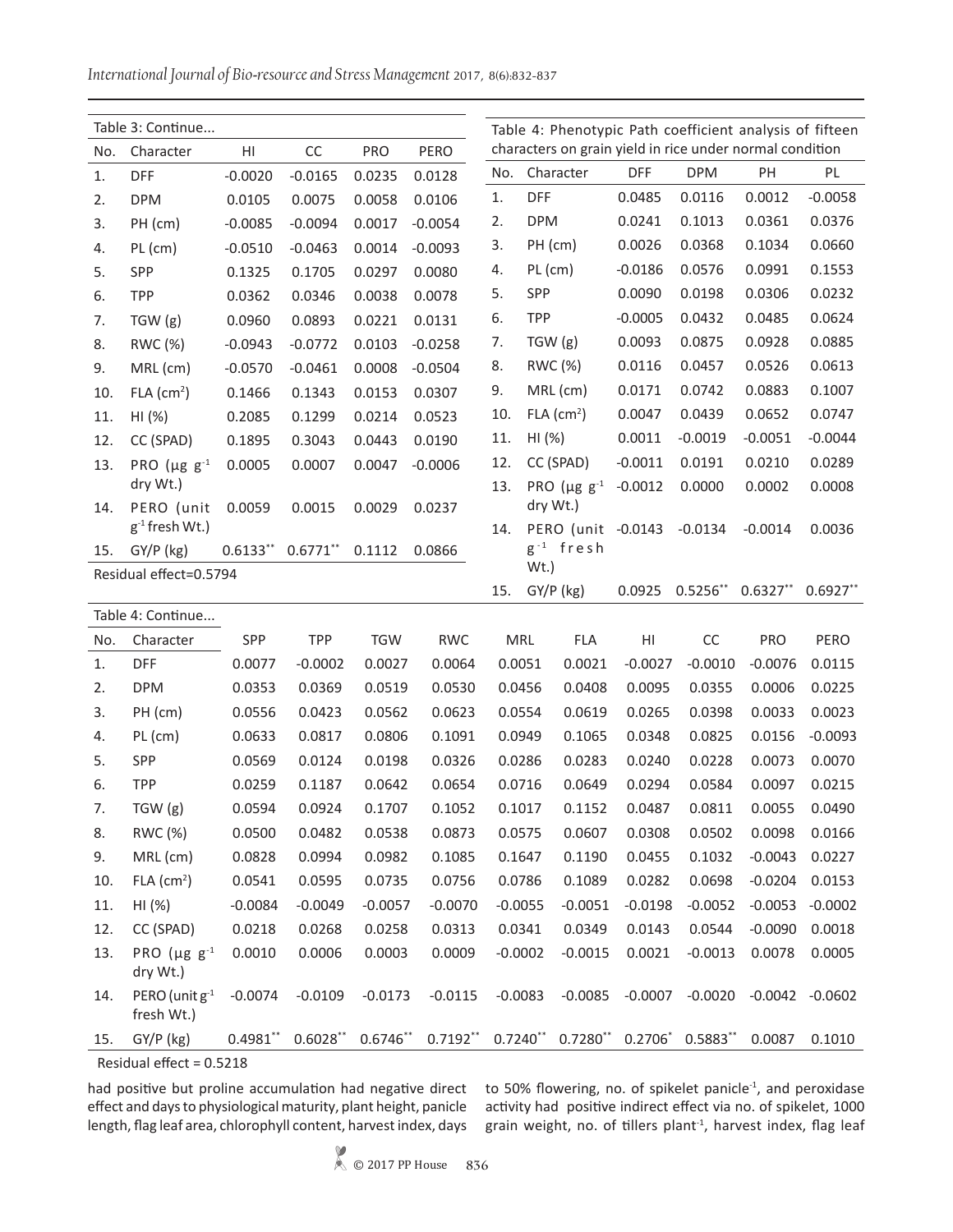Table 3: Continue...

| No. | Character | HI | CC | PRO | PERO |
|---|---|---|---|---|---|
| 1. | DFF | -0.0020 | -0.0165 | 0.0235 | 0.0128 |
| 2. | DPM | 0.0105 | 0.0075 | 0.0058 | 0.0106 |
| 3. | PH (cm) | -0.0085 | -0.0094 | 0.0017 | -0.0054 |
| 4. | PL (cm) | -0.0510 | -0.0463 | 0.0014 | -0.0093 |
| 5. | SPP | 0.1325 | 0.1705 | 0.0297 | 0.0080 |
| 6. | TPP | 0.0362 | 0.0346 | 0.0038 | 0.0078 |
| 7. | TGW (g) | 0.0960 | 0.0893 | 0.0221 | 0.0131 |
| 8. | RWC (%) | -0.0943 | -0.0772 | 0.0103 | -0.0258 |
| 9. | MRL (cm) | -0.0570 | -0.0461 | 0.0008 | -0.0504 |
| 10. | FLA (cm$^2$) | 0.1466 | 0.1343 | 0.0153 | 0.0307 |
| 11. | HI (%) | 0.2085 | 0.1299 | 0.0214 | 0.0523 |
| 12. | CC (SPAD) | 0.1895 | 0.3043 | 0.0443 | 0.0190 |
| 13. | PRO (μg g$^{-1}$ dry Wt.) | 0.0005 | 0.0007 | 0.0047 | -0.0006 |
| 14. | PERO (unit g$^{-1}$ fresh Wt.) | 0.0059 | 0.0015 | 0.0029 | 0.0237 |
| 15. | GY/P (kg) | 0.6133** | 0.6771** | 0.1112 | 0.0866 |

Residual effect=0.5794

Table 4: Phenotypic Path coefficient analysis of fifteen characters on grain yield in rice under normal condition

| No. | Character | DFF | DPM | PH | PL | SPP | TPP | TGW | RWC | MRL | FLA | HI | CC | PRO | PERO |
|---|---|---|---|---|---|---|---|---|---|---|---|---|---|---|---|
| 1. | DFF | 0.0485 | 0.0116 | 0.0012 | -0.0058 | 0.0077 | -0.0002 | 0.0027 | 0.0064 | 0.0051 | 0.0021 | -0.0027 | -0.0010 | -0.0076 | 0.0115 |
| 2. | DPM | 0.0241 | 0.1013 | 0.0361 | 0.0376 | 0.0353 | 0.0369 | 0.0519 | 0.0530 | 0.0456 | 0.0408 | 0.0095 | 0.0355 | 0.0006 | 0.0225 |
| 3. | PH (cm) | 0.0026 | 0.0368 | 0.1034 | 0.0660 | 0.0556 | 0.0423 | 0.0562 | 0.0623 | 0.0554 | 0.0619 | 0.0265 | 0.0398 | 0.0033 | 0.0023 |
| 4. | PL (cm) | -0.0186 | 0.0576 | 0.0991 | 0.1553 | 0.0633 | 0.0817 | 0.0806 | 0.1091 | 0.0949 | 0.1065 | 0.0348 | 0.0825 | 0.0156 | -0.0093 |
| 5. | SPP | 0.0090 | 0.0198 | 0.0306 | 0.0232 | 0.0569 | 0.0124 | 0.0198 | 0.0326 | 0.0286 | 0.0283 | 0.0240 | 0.0228 | 0.0073 | 0.0070 |
| 6. | TPP | -0.0005 | 0.0432 | 0.0485 | 0.0624 | 0.0259 | 0.1187 | 0.0642 | 0.0654 | 0.0716 | 0.0649 | 0.0294 | 0.0584 | 0.0097 | 0.0215 |
| 7. | TGW (g) | 0.0093 | 0.0875 | 0.0928 | 0.0885 | 0.0594 | 0.0924 | 0.1707 | 0.1052 | 0.1017 | 0.1152 | 0.0487 | 0.0811 | 0.0055 | 0.0490 |
| 8. | RWC (%) | 0.0116 | 0.0457 | 0.0526 | 0.0613 | 0.0500 | 0.0482 | 0.0538 | 0.0873 | 0.0575 | 0.0607 | 0.0308 | 0.0502 | 0.0098 | 0.0166 |
| 9. | MRL (cm) | 0.0171 | 0.0742 | 0.0883 | 0.1007 | 0.0828 | 0.0994 | 0.0982 | 0.1085 | 0.1647 | 0.1190 | 0.0455 | 0.1032 | -0.0043 | 0.0227 |
| 10. | FLA (cm$^2$) | 0.0047 | 0.0439 | 0.0652 | 0.0747 | 0.0541 | 0.0595 | 0.0735 | 0.0756 | 0.0786 | 0.1089 | 0.0282 | 0.0698 | -0.0204 | 0.0153 |
| 11. | HI (%) | 0.0011 | -0.0019 | -0.0051 | -0.0044 | -0.0084 | -0.0049 | -0.0057 | -0.0070 | -0.0055 | -0.0051 | -0.0198 | -0.0052 | -0.0053 | -0.0002 |
| 12. | CC (SPAD) | -0.0011 | 0.0191 | 0.0210 | 0.0289 | 0.0218 | 0.0268 | 0.0258 | 0.0313 | 0.0341 | 0.0349 | 0.0143 | 0.0544 | -0.0090 | 0.0018 |
| 13. | PRO (μg g$^{-1}$ dry Wt.) | -0.0012 | 0.0000 | 0.0002 | 0.0008 | 0.0010 | 0.0006 | 0.0003 | 0.0009 | -0.0002 | -0.0015 | 0.0021 | -0.0013 | 0.0078 | 0.0005 |
| 14. | PERO (unit g$^{-1}$ fresh Wt.) | -0.0143 | -0.0134 | -0.0014 | 0.0036 | -0.0074 | -0.0109 | -0.0173 | -0.0115 | -0.0083 | -0.0085 | -0.0007 | -0.0020 | -0.0042 | -0.0602 |
| 15. | GY/P (kg) | 0.0925 | 0.5256** | 0.6327** | 0.6927** | 0.4981** | 0.6028** | 0.6746** | 0.7192** | 0.7240** | 0.7280** | 0.2706* | 0.5883** | 0.0087 | 0.1010 |

Residual effect = 0.5218

had positive but proline accumulation had negative direct effect and days to physiological maturity, plant height, panicle length, flag leaf area, chlorophyll content, harvest index, days to 50% flowering, no. of spikelet panicle$^{-1}$, and peroxidase activity had positive indirect effect via no. of spikelet, 1000 grain weight, no. of tillers plant$^{-1}$, harvest index, flag leaf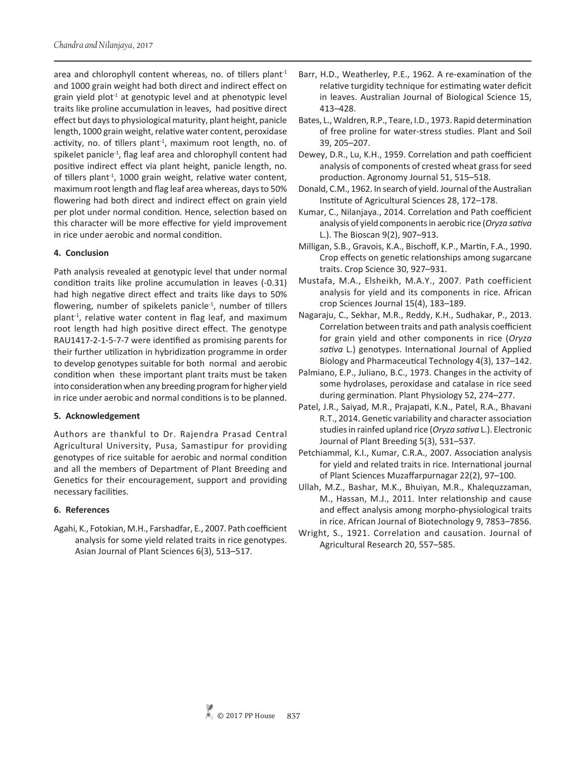area and chlorophyll content whereas, no. of tillers plant$^{-1}$ and 1000 grain weight had both direct and indirect effect on grain yield plot$^{-1}$ at genotypic level and at phenotypic level traits like proline accumulation in leaves, had positive direct effect but days to physiological maturity, plant height, panicle length, 1000 grain weight, relative water content, peroxidase activity, no. of tillers plant$^{-1}$, maximum root length, no. of spikelet panicle$^{-1}$, flag leaf area and chlorophyll content had positive indirect effect via plant height, panicle length, no. of tillers plant$^{-1}$, 1000 grain weight, relative water content, maximum root length and flag leaf area whereas, days to 50% flowering had both direct and indirect effect on grain yield per plot under normal condition. Hence, selection based on this character will be more effective for yield improvement in rice under aerobic and normal condition.

#### 4. Conclusion

Path analysis revealed at genotypic level that under normal condition traits like proline accumulation in leaves (-0.31) had high negative direct effect and traits like days to 50% flowering, number of spikelets panicle$^{-1}$, number of tillers plant$^{-1}$, relative water content in flag leaf, and maximum root length had high positive direct effect. The genotype RAU1417-2-1-5-7-7 were identified as promising parents for their further utilization in hybridization programme in order to develop genotypes suitable for both normal and aerobic condition when these important plant traits must be taken into consideration when any breeding program for higher yield in rice under aerobic and normal conditions is to be planned.

#### 5. Acknowledgement

Authors are thankful to Dr. Rajendra Prasad Central Agricultural University, Pusa, Samastipur for providing genotypes of rice suitable for aerobic and normal condition and all the members of Department of Plant Breeding and Genetics for their encouragement, support and providing necessary facilities.

#### 6. References

Agahi, K., Fotokian, M.H., Farshadfar, E., 2007. Path coefficient analysis for some yield related traits in rice genotypes. Asian Journal of Plant Sciences 6(3), 513–517.

Barr, H.D., Weatherley, P.E., 1962. A re-examination of the relative turgidity technique for estimating water deficit in leaves. Australian Journal of Biological Science 15, 413–428.

Bates, L., Waldren, R.P., Teare, I.D., 1973. Rapid determination of free proline for water-stress studies. Plant and Soil 39, 205–207.

Dewey, D.R., Lu, K.H., 1959. Correlation and path coefficient analysis of components of crested wheat grass for seed production. Agronomy Journal 51, 515–518.

Donald, C.M., 1962. In search of yield. Journal of the Australian Institute of Agricultural Sciences 28, 172–178.

Kumar, C., Nilanjaya., 2014. Correlation and Path coefficient analysis of yield components in aerobic rice (*Oryza sativa* L.). The Bioscan 9(2), 907–913.

Milligan, S.B., Gravois, K.A., Bischoff, K.P., Martin, F.A., 1990. Crop effects on genetic relationships among sugarcane traits. Crop Science 30, 927–931.

Mustafa, M.A., Elsheikh, M.A.Y., 2007. Path coefficient analysis for yield and its components in rice. African crop Sciences Journal 15(4), 183–189.

Nagaraju, C., Sekhar, M.R., Reddy, K.H., Sudhakar, P., 2013. Correlation between traits and path analysis coefficient for grain yield and other components in rice (*Oryza sativa* L.) genotypes. International Journal of Applied Biology and Pharmaceutical Technology 4(3), 137–142.

Palmiano, E.P., Juliano, B.C., 1973. Changes in the activity of some hydrolases, peroxidase and catalase in rice seed during germination. Plant Physiology 52, 274–277.

Patel, J.R., Saiyad, M.R., Prajapati, K.N., Patel, R.A., Bhavani R.T., 2014. Genetic variability and character association studies in rainfed upland rice (*Oryza sativa* L.). Electronic Journal of Plant Breeding 5(3), 531–537.

Petchiammal, K.I., Kumar, C.R.A., 2007. Association analysis for yield and related traits in rice. International journal of Plant Sciences Muzaffarpurnagar 22(2), 97–100.

Ullah, M.Z., Bashar, M.K., Bhuiyan, M.R., Khalequzzaman, M., Hassan, M.J., 2011. Inter relationship and cause and effect analysis among morpho-physiological traits in rice. African Journal of Biotechnology 9, 7853–7856.

Wright, S., 1921. Correlation and causation. Journal of Agricultural Research 20, 557–585.